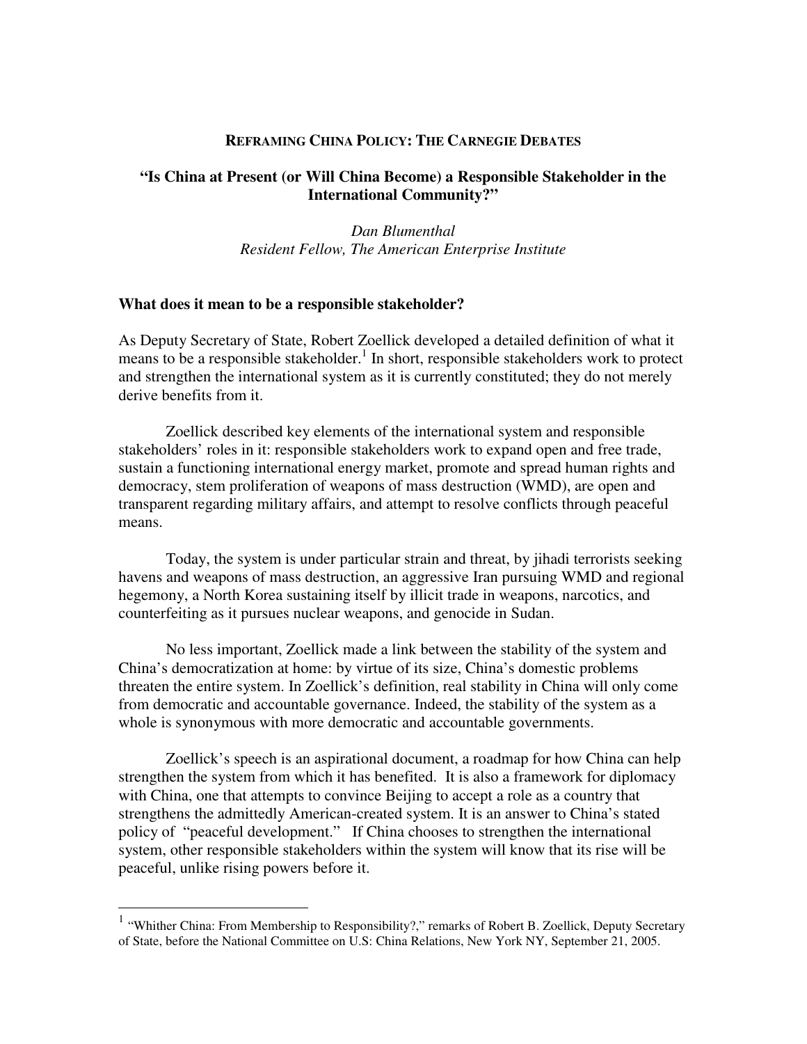**REFRAMING CHINA POLICY: THE CARNEGIE DEBATES**

**"Is China at Present (or Will China Become) a Responsible Stakeholder in the International Community?"**

*Dan Blumenthal*
*Resident Fellow, The American Enterprise Institute*

### What does it mean to be a responsible stakeholder?

As Deputy Secretary of State, Robert Zoellick developed a detailed definition of what it means to be a responsible stakeholder.[1] In short, responsible stakeholders work to protect and strengthen the international system as it is currently constituted; they do not merely derive benefits from it.

Zoellick described key elements of the international system and responsible stakeholders' roles in it: responsible stakeholders work to expand open and free trade, sustain a functioning international energy market, promote and spread human rights and democracy, stem proliferation of weapons of mass destruction (WMD), are open and transparent regarding military affairs, and attempt to resolve conflicts through peaceful means.

Today, the system is under particular strain and threat, by jihadi terrorists seeking havens and weapons of mass destruction, an aggressive Iran pursuing WMD and regional hegemony, a North Korea sustaining itself by illicit trade in weapons, narcotics, and counterfeiting as it pursues nuclear weapons, and genocide in Sudan.

No less important, Zoellick made a link between the stability of the system and China's democratization at home: by virtue of its size, China's domestic problems threaten the entire system. In Zoellick's definition, real stability in China will only come from democratic and accountable governance. Indeed, the stability of the system as a whole is synonymous with more democratic and accountable governments.

Zoellick's speech is an aspirational document, a roadmap for how China can help strengthen the system from which it has benefited. It is also a framework for diplomacy with China, one that attempts to convince Beijing to accept a role as a country that strengthens the admittedly American-created system. It is an answer to China's stated policy of "peaceful development." If China chooses to strengthen the international system, other responsible stakeholders within the system will know that its rise will be peaceful, unlike rising powers before it.

---

[1] "Whither China: From Membership to Responsibility?," remarks of Robert B. Zoellick, Deputy Secretary of State, before the National Committee on U.S: China Relations, New York NY, September 21, 2005.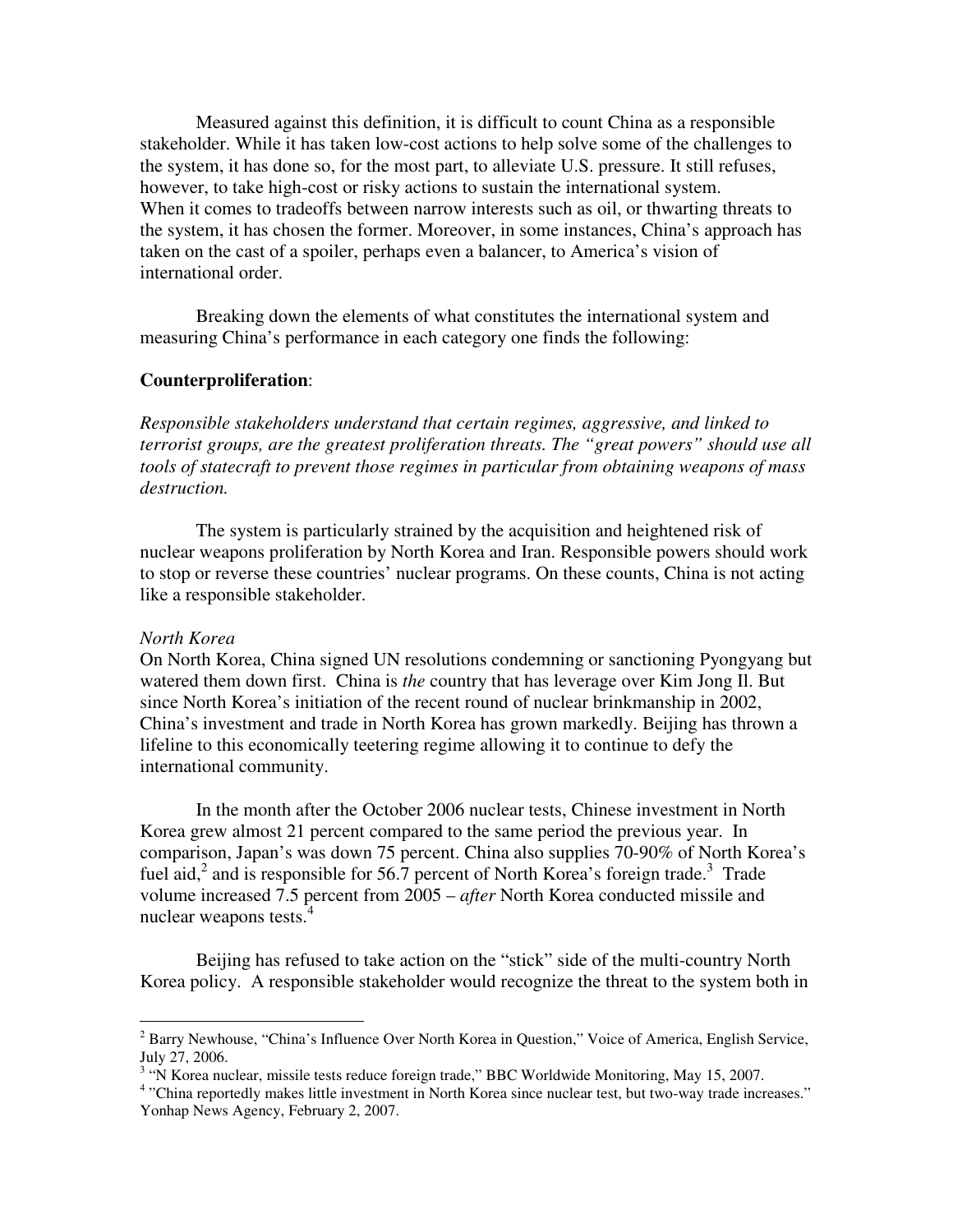Measured against this definition, it is difficult to count China as a responsible stakeholder. While it has taken low-cost actions to help solve some of the challenges to the system, it has done so, for the most part, to alleviate U.S. pressure. It still refuses, however, to take high-cost or risky actions to sustain the international system. When it comes to tradeoffs between narrow interests such as oil, or thwarting threats to the system, it has chosen the former. Moreover, in some instances, China's approach has taken on the cast of a spoiler, perhaps even a balancer, to America's vision of international order.

Breaking down the elements of what constitutes the international system and measuring China's performance in each category one finds the following:

**Counterproliferation**:

*Responsible stakeholders understand that certain regimes, aggressive, and linked to terrorist groups, are the greatest proliferation threats. The "great powers" should use all tools of statecraft to prevent those regimes in particular from obtaining weapons of mass destruction.*

The system is particularly strained by the acquisition and heightened risk of nuclear weapons proliferation by North Korea and Iran. Responsible powers should work to stop or reverse these countries' nuclear programs. On these counts, China is not acting like a responsible stakeholder.

*North Korea*

On North Korea, China signed UN resolutions condemning or sanctioning Pyongyang but watered them down first. China is *the* country that has leverage over Kim Jong Il. But since North Korea's initiation of the recent round of nuclear brinkmanship in 2002, China's investment and trade in North Korea has grown markedly. Beijing has thrown a lifeline to this economically teetering regime allowing it to continue to defy the international community.

In the month after the October 2006 nuclear tests, Chinese investment in North Korea grew almost 21 percent compared to the same period the previous year. In comparison, Japan's was down 75 percent. China also supplies 70-90% of North Korea's fuel aid,[2] and is responsible for 56.7 percent of North Korea's foreign trade.[3] Trade volume increased 7.5 percent from 2005 – *after* North Korea conducted missile and nuclear weapons tests.[4]

Beijing has refused to take action on the "stick" side of the multi-country North Korea policy. A responsible stakeholder would recognize the threat to the system both in

---

[2] Barry Newhouse, "China's Influence Over North Korea in Question," Voice of America, English Service, July 27, 2006.

[3] "N Korea nuclear, missile tests reduce foreign trade," BBC Worldwide Monitoring, May 15, 2007.

[4] "China reportedly makes little investment in North Korea since nuclear test, but two-way trade increases." Yonhap News Agency, February 2, 2007.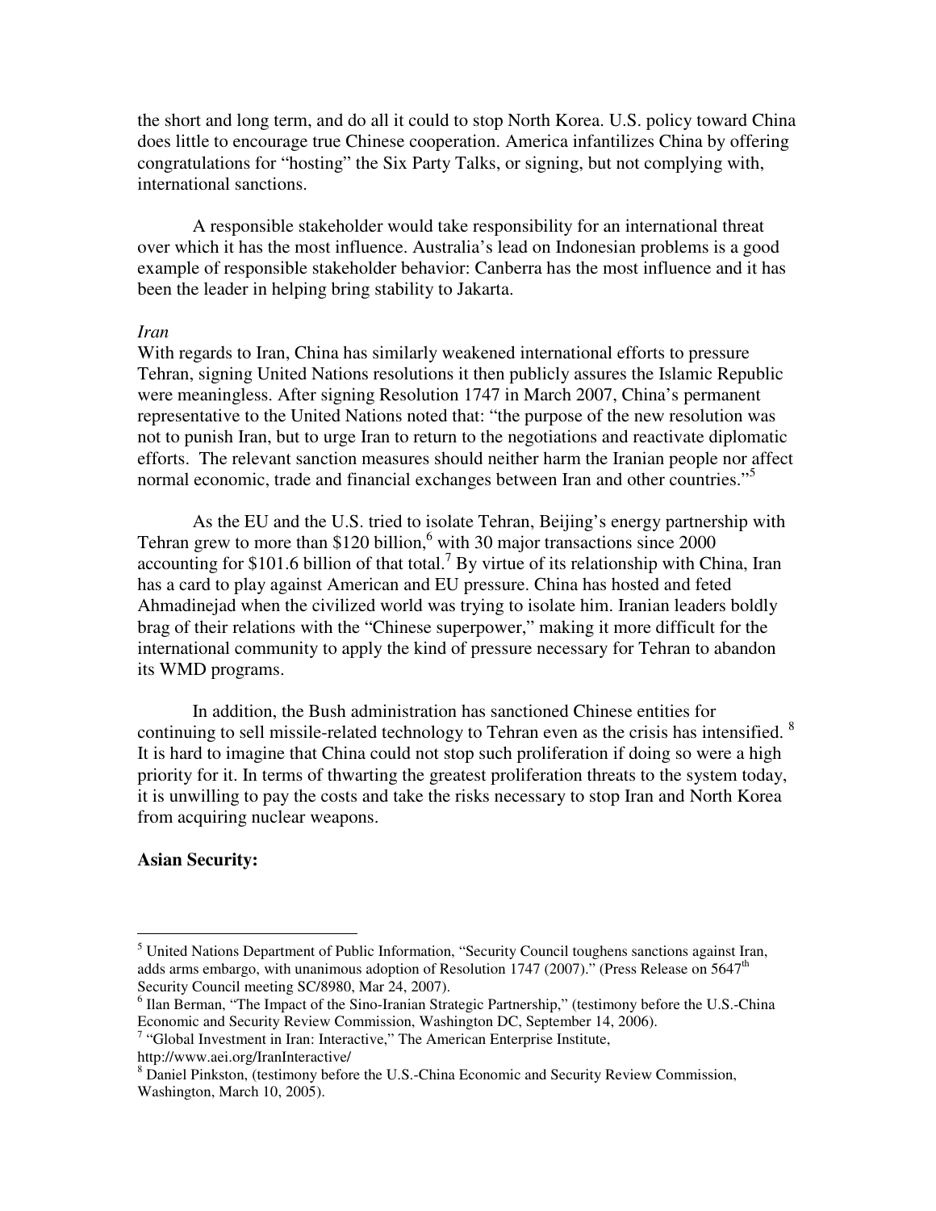the short and long term, and do all it could to stop North Korea. U.S. policy toward China does little to encourage true Chinese cooperation. America infantilizes China by offering congratulations for "hosting" the Six Party Talks, or signing, but not complying with, international sanctions.

A responsible stakeholder would take responsibility for an international threat over which it has the most influence. Australia's lead on Indonesian problems is a good example of responsible stakeholder behavior: Canberra has the most influence and it has been the leader in helping bring stability to Jakarta.

*Iran*

With regards to Iran, China has similarly weakened international efforts to pressure Tehran, signing United Nations resolutions it then publicly assures the Islamic Republic were meaningless. After signing Resolution 1747 in March 2007, China's permanent representative to the United Nations noted that: "the purpose of the new resolution was not to punish Iran, but to urge Iran to return to the negotiations and reactivate diplomatic efforts. The relevant sanction measures should neither harm the Iranian people nor affect normal economic, trade and financial exchanges between Iran and other countries."[5]

As the EU and the U.S. tried to isolate Tehran, Beijing's energy partnership with Tehran grew to more than $120 billion,[6] with 30 major transactions since 2000 accounting for $101.6 billion of that total.[7] By virtue of its relationship with China, Iran has a card to play against American and EU pressure. China has hosted and feted Ahmadinejad when the civilized world was trying to isolate him. Iranian leaders boldly brag of their relations with the "Chinese superpower," making it more difficult for the international community to apply the kind of pressure necessary for Tehran to abandon its WMD programs.

In addition, the Bush administration has sanctioned Chinese entities for continuing to sell missile-related technology to Tehran even as the crisis has intensified.[8] It is hard to imagine that China could not stop such proliferation if doing so were a high priority for it. In terms of thwarting the greatest proliferation threats to the system today, it is unwilling to pay the costs and take the risks necessary to stop Iran and North Korea from acquiring nuclear weapons.

**Asian Security:**

---

[5] United Nations Department of Public Information, "Security Council toughens sanctions against Iran, adds arms embargo, with unanimous adoption of Resolution 1747 (2007)." (Press Release on 5647th Security Council meeting SC/8980, Mar 24, 2007).

[6] Ilan Berman, "The Impact of the Sino-Iranian Strategic Partnership," (testimony before the U.S.-China Economic and Security Review Commission, Washington DC, September 14, 2006).

[7] "Global Investment in Iran: Interactive," The American Enterprise Institute, http://www.aei.org/IranInteractive/

[8] Daniel Pinkston, (testimony before the U.S.-China Economic and Security Review Commission, Washington, March 10, 2005).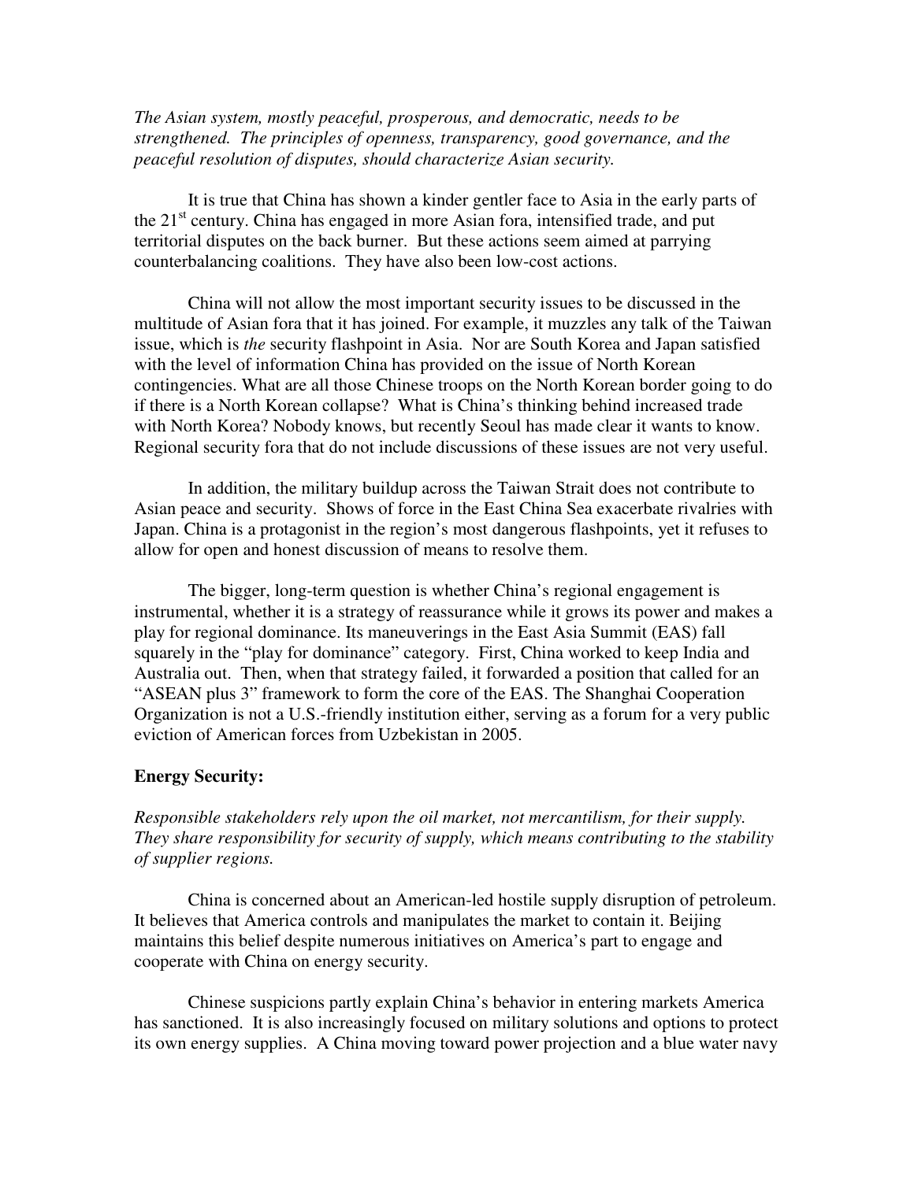*The Asian system, mostly peaceful, prosperous, and democratic, needs to be strengthened. The principles of openness, transparency, good governance, and the peaceful resolution of disputes, should characterize Asian security.*

It is true that China has shown a kinder gentler face to Asia in the early parts of the 21st century. China has engaged in more Asian fora, intensified trade, and put territorial disputes on the back burner. But these actions seem aimed at parrying counterbalancing coalitions. They have also been low-cost actions.

China will not allow the most important security issues to be discussed in the multitude of Asian fora that it has joined. For example, it muzzles any talk of the Taiwan issue, which is *the* security flashpoint in Asia. Nor are South Korea and Japan satisfied with the level of information China has provided on the issue of North Korean contingencies. What are all those Chinese troops on the North Korean border going to do if there is a North Korean collapse? What is China's thinking behind increased trade with North Korea? Nobody knows, but recently Seoul has made clear it wants to know. Regional security fora that do not include discussions of these issues are not very useful.

In addition, the military buildup across the Taiwan Strait does not contribute to Asian peace and security. Shows of force in the East China Sea exacerbate rivalries with Japan. China is a protagonist in the region's most dangerous flashpoints, yet it refuses to allow for open and honest discussion of means to resolve them.

The bigger, long-term question is whether China's regional engagement is instrumental, whether it is a strategy of reassurance while it grows its power and makes a play for regional dominance. Its maneuverings in the East Asia Summit (EAS) fall squarely in the "play for dominance" category. First, China worked to keep India and Australia out. Then, when that strategy failed, it forwarded a position that called for an "ASEAN plus 3" framework to form the core of the EAS. The Shanghai Cooperation Organization is not a U.S.-friendly institution either, serving as a forum for a very public eviction of American forces from Uzbekistan in 2005.

**Energy Security:**

*Responsible stakeholders rely upon the oil market, not mercantilism, for their supply. They share responsibility for security of supply, which means contributing to the stability of supplier regions.*

China is concerned about an American-led hostile supply disruption of petroleum. It believes that America controls and manipulates the market to contain it. Beijing maintains this belief despite numerous initiatives on America's part to engage and cooperate with China on energy security.

Chinese suspicions partly explain China's behavior in entering markets America has sanctioned. It is also increasingly focused on military solutions and options to protect its own energy supplies. A China moving toward power projection and a blue water navy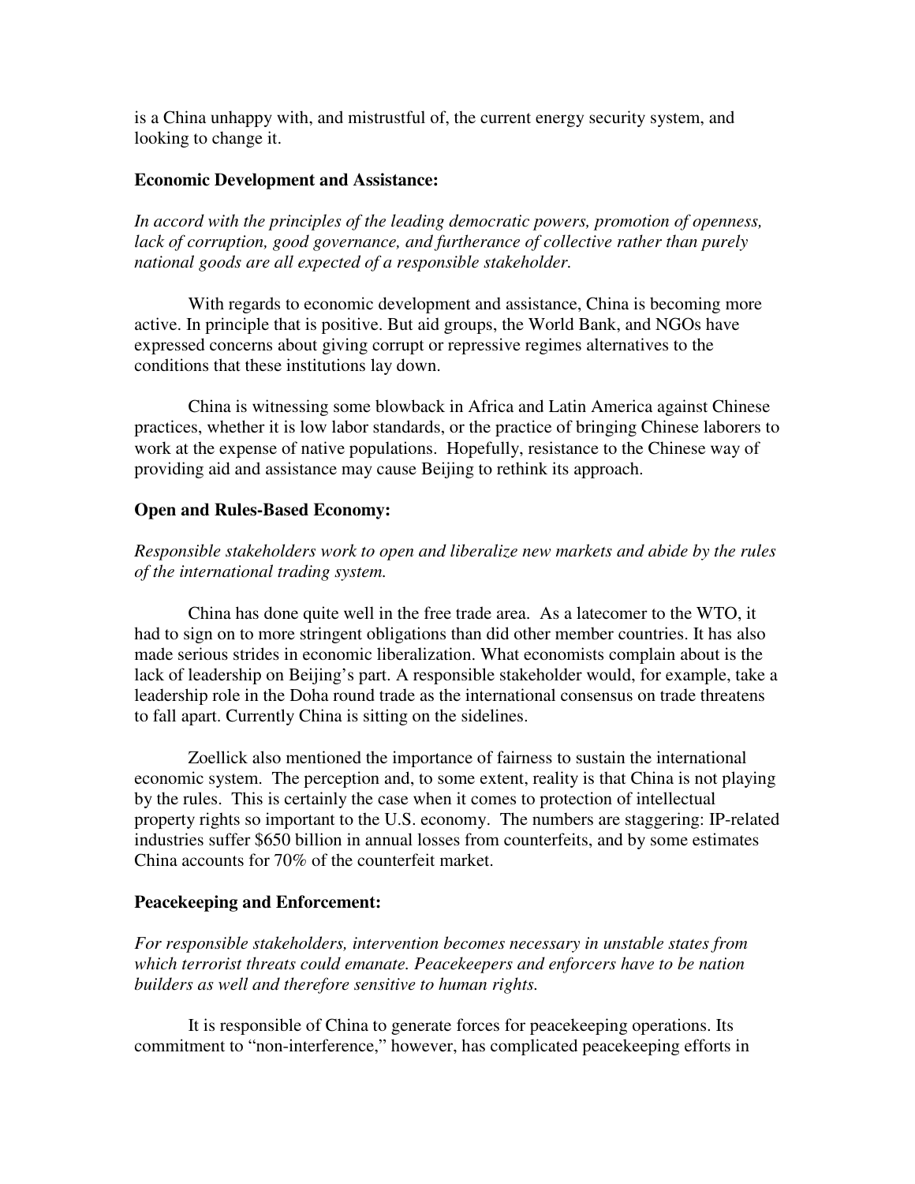is a China unhappy with, and mistrustful of, the current energy security system, and looking to change it.

**Economic Development and Assistance:**

*In accord with the principles of the leading democratic powers, promotion of openness, lack of corruption, good governance, and furtherance of collective rather than purely national goods are all expected of a responsible stakeholder.*

With regards to economic development and assistance, China is becoming more active. In principle that is positive. But aid groups, the World Bank, and NGOs have expressed concerns about giving corrupt or repressive regimes alternatives to the conditions that these institutions lay down.

China is witnessing some blowback in Africa and Latin America against Chinese practices, whether it is low labor standards, or the practice of bringing Chinese laborers to work at the expense of native populations. Hopefully, resistance to the Chinese way of providing aid and assistance may cause Beijing to rethink its approach.

**Open and Rules-Based Economy:**

*Responsible stakeholders work to open and liberalize new markets and abide by the rules of the international trading system.*

China has done quite well in the free trade area. As a latecomer to the WTO, it had to sign on to more stringent obligations than did other member countries. It has also made serious strides in economic liberalization. What economists complain about is the lack of leadership on Beijing's part. A responsible stakeholder would, for example, take a leadership role in the Doha round trade as the international consensus on trade threatens to fall apart. Currently China is sitting on the sidelines.

Zoellick also mentioned the importance of fairness to sustain the international economic system. The perception and, to some extent, reality is that China is not playing by the rules. This is certainly the case when it comes to protection of intellectual property rights so important to the U.S. economy. The numbers are staggering: IP-related industries suffer $650 billion in annual losses from counterfeits, and by some estimates China accounts for 70% of the counterfeit market.

**Peacekeeping and Enforcement:**

*For responsible stakeholders, intervention becomes necessary in unstable states from which terrorist threats could emanate. Peacekeepers and enforcers have to be nation builders as well and therefore sensitive to human rights.*

It is responsible of China to generate forces for peacekeeping operations. Its commitment to "non-interference," however, has complicated peacekeeping efforts in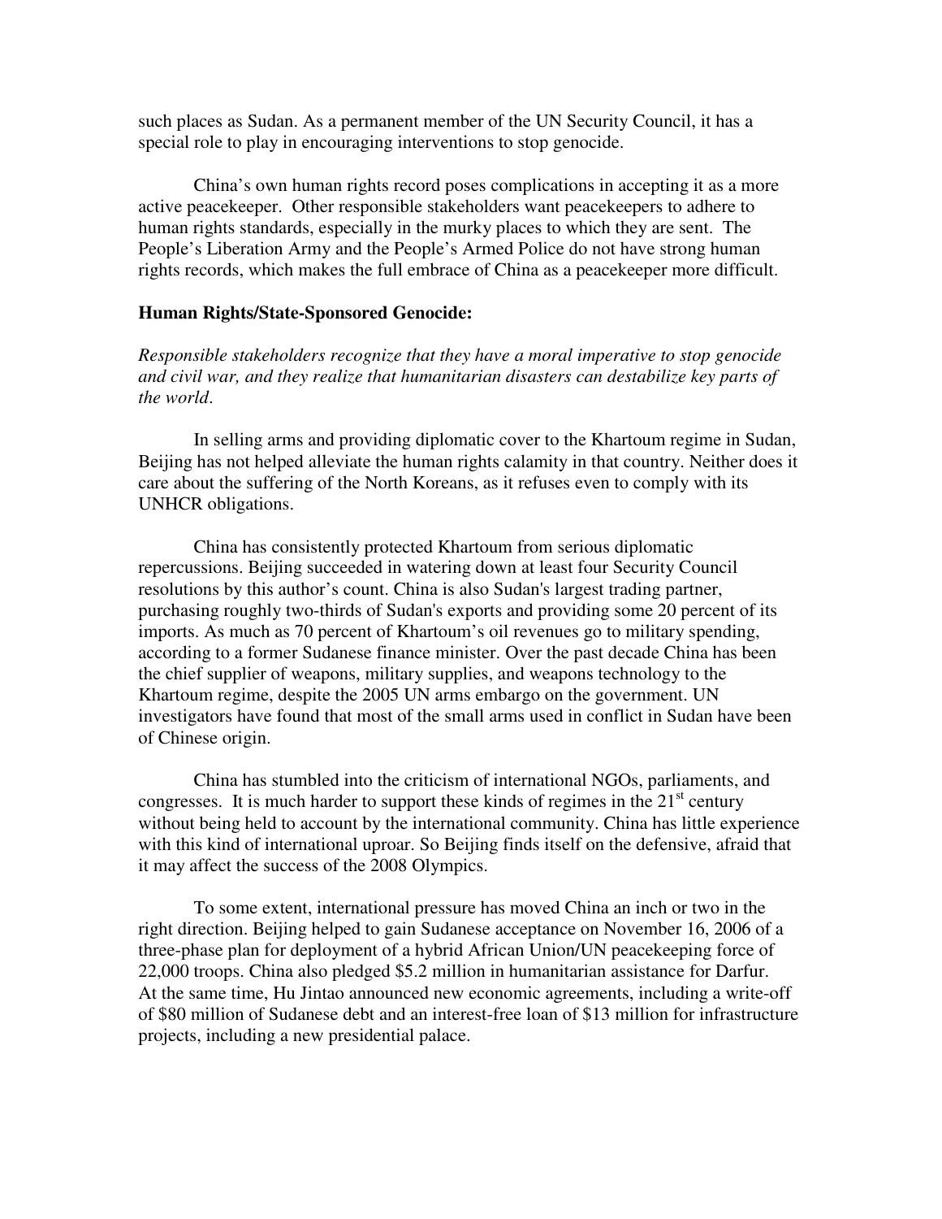such places as Sudan. As a permanent member of the UN Security Council, it has a special role to play in encouraging interventions to stop genocide.

China's own human rights record poses complications in accepting it as a more active peacekeeper. Other responsible stakeholders want peacekeepers to adhere to human rights standards, especially in the murky places to which they are sent. The People's Liberation Army and the People's Armed Police do not have strong human rights records, which makes the full embrace of China as a peacekeeper more difficult.

**Human Rights/State-Sponsored Genocide:**

*Responsible stakeholders recognize that they have a moral imperative to stop genocide and civil war, and they realize that humanitarian disasters can destabilize key parts of the world.*

In selling arms and providing diplomatic cover to the Khartoum regime in Sudan, Beijing has not helped alleviate the human rights calamity in that country. Neither does it care about the suffering of the North Koreans, as it refuses even to comply with its UNHCR obligations.

China has consistently protected Khartoum from serious diplomatic repercussions. Beijing succeeded in watering down at least four Security Council resolutions by this author's count. China is also Sudan's largest trading partner, purchasing roughly two-thirds of Sudan's exports and providing some 20 percent of its imports. As much as 70 percent of Khartoum's oil revenues go to military spending, according to a former Sudanese finance minister. Over the past decade China has been the chief supplier of weapons, military supplies, and weapons technology to the Khartoum regime, despite the 2005 UN arms embargo on the government. UN investigators have found that most of the small arms used in conflict in Sudan have been of Chinese origin.

China has stumbled into the criticism of international NGOs, parliaments, and congresses. It is much harder to support these kinds of regimes in the 21st century without being held to account by the international community. China has little experience with this kind of international uproar. So Beijing finds itself on the defensive, afraid that it may affect the success of the 2008 Olympics.

To some extent, international pressure has moved China an inch or two in the right direction. Beijing helped to gain Sudanese acceptance on November 16, 2006 of a three-phase plan for deployment of a hybrid African Union/UN peacekeeping force of 22,000 troops. China also pledged $5.2 million in humanitarian assistance for Darfur. At the same time, Hu Jintao announced new economic agreements, including a write-off of $80 million of Sudanese debt and an interest-free loan of $13 million for infrastructure projects, including a new presidential palace.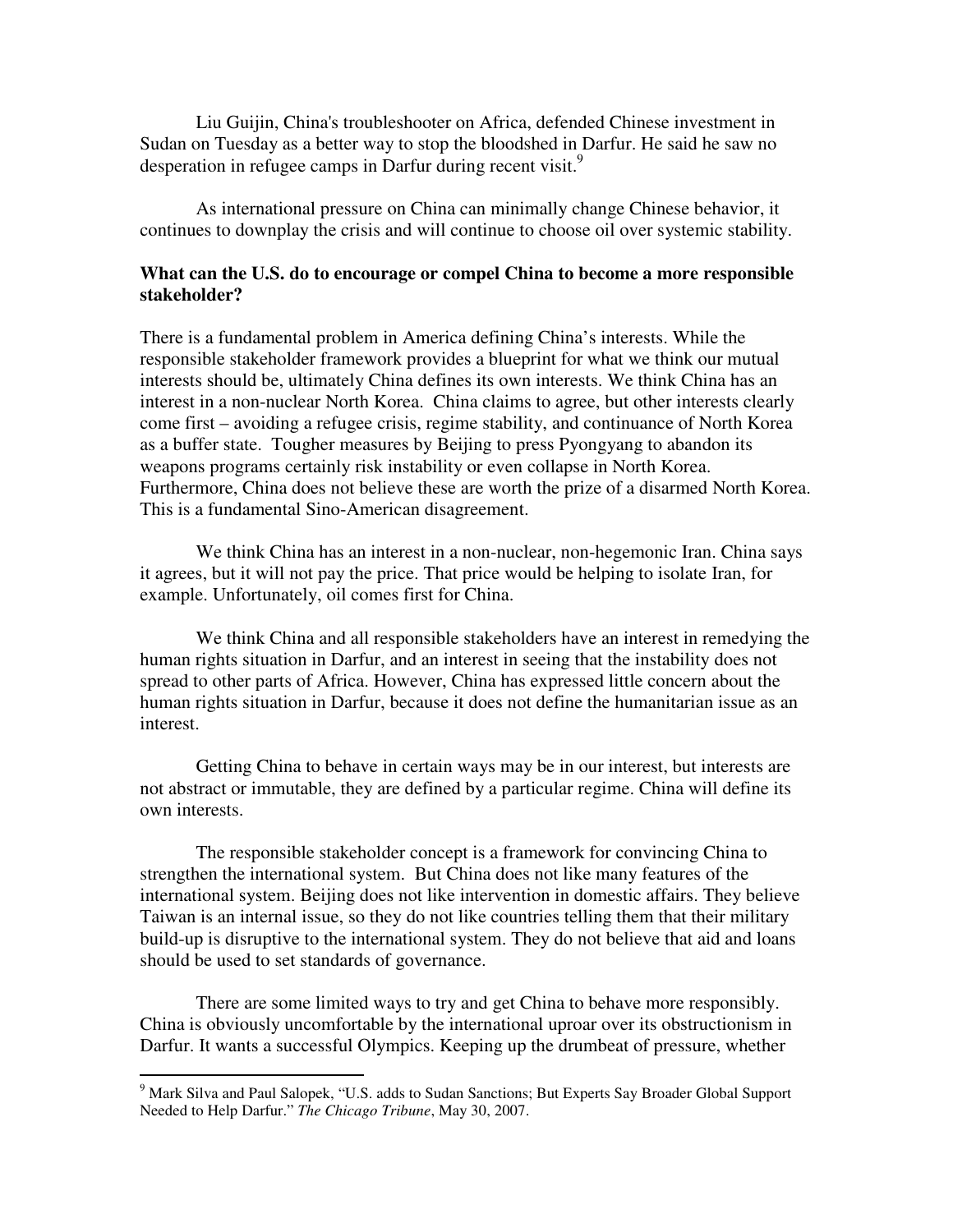Liu Guijin, China's troubleshooter on Africa, defended Chinese investment in Sudan on Tuesday as a better way to stop the bloodshed in Darfur. He said he saw no desperation in refugee camps in Darfur during recent visit.[9]

As international pressure on China can minimally change Chinese behavior, it continues to downplay the crisis and will continue to choose oil over systemic stability.

**What can the U.S. do to encourage or compel China to become a more responsible stakeholder?**

There is a fundamental problem in America defining China's interests. While the responsible stakeholder framework provides a blueprint for what we think our mutual interests should be, ultimately China defines its own interests. We think China has an interest in a non-nuclear North Korea. China claims to agree, but other interests clearly come first – avoiding a refugee crisis, regime stability, and continuance of North Korea as a buffer state. Tougher measures by Beijing to press Pyongyang to abandon its weapons programs certainly risk instability or even collapse in North Korea. Furthermore, China does not believe these are worth the prize of a disarmed North Korea. This is a fundamental Sino-American disagreement.

We think China has an interest in a non-nuclear, non-hegemonic Iran. China says it agrees, but it will not pay the price. That price would be helping to isolate Iran, for example. Unfortunately, oil comes first for China.

We think China and all responsible stakeholders have an interest in remedying the human rights situation in Darfur, and an interest in seeing that the instability does not spread to other parts of Africa. However, China has expressed little concern about the human rights situation in Darfur, because it does not define the humanitarian issue as an interest.

Getting China to behave in certain ways may be in our interest, but interests are not abstract or immutable, they are defined by a particular regime. China will define its own interests.

The responsible stakeholder concept is a framework for convincing China to strengthen the international system. But China does not like many features of the international system. Beijing does not like intervention in domestic affairs. They believe Taiwan is an internal issue, so they do not like countries telling them that their military build-up is disruptive to the international system. They do not believe that aid and loans should be used to set standards of governance.

There are some limited ways to try and get China to behave more responsibly. China is obviously uncomfortable by the international uproar over its obstructionism in Darfur. It wants a successful Olympics. Keeping up the drumbeat of pressure, whether

---

[9] Mark Silva and Paul Salopek, "U.S. adds to Sudan Sanctions; But Experts Say Broader Global Support Needed to Help Darfur." *The Chicago Tribune*, May 30, 2007.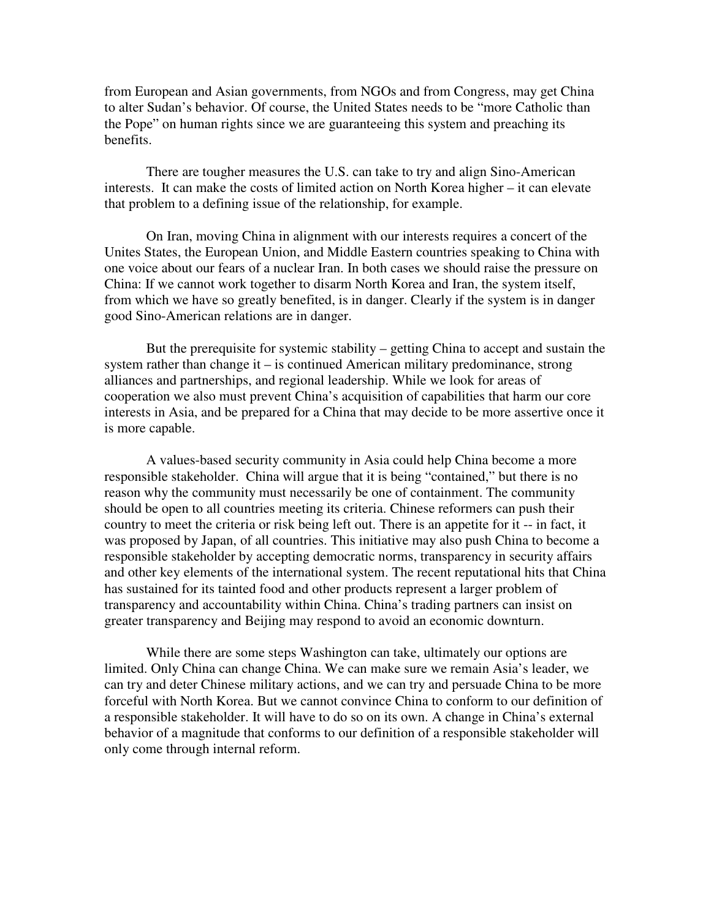from European and Asian governments, from NGOs and from Congress, may get China to alter Sudan's behavior. Of course, the United States needs to be "more Catholic than the Pope" on human rights since we are guaranteeing this system and preaching its benefits.

There are tougher measures the U.S. can take to try and align Sino-American interests. It can make the costs of limited action on North Korea higher – it can elevate that problem to a defining issue of the relationship, for example.

On Iran, moving China in alignment with our interests requires a concert of the Unites States, the European Union, and Middle Eastern countries speaking to China with one voice about our fears of a nuclear Iran. In both cases we should raise the pressure on China: If we cannot work together to disarm North Korea and Iran, the system itself, from which we have so greatly benefited, is in danger. Clearly if the system is in danger good Sino-American relations are in danger.

But the prerequisite for systemic stability – getting China to accept and sustain the system rather than change it – is continued American military predominance, strong alliances and partnerships, and regional leadership. While we look for areas of cooperation we also must prevent China's acquisition of capabilities that harm our core interests in Asia, and be prepared for a China that may decide to be more assertive once it is more capable.

A values-based security community in Asia could help China become a more responsible stakeholder. China will argue that it is being "contained," but there is no reason why the community must necessarily be one of containment. The community should be open to all countries meeting its criteria. Chinese reformers can push their country to meet the criteria or risk being left out. There is an appetite for it -- in fact, it was proposed by Japan, of all countries. This initiative may also push China to become a responsible stakeholder by accepting democratic norms, transparency in security affairs and other key elements of the international system. The recent reputational hits that China has sustained for its tainted food and other products represent a larger problem of transparency and accountability within China. China's trading partners can insist on greater transparency and Beijing may respond to avoid an economic downturn.

While there are some steps Washington can take, ultimately our options are limited. Only China can change China. We can make sure we remain Asia's leader, we can try and deter Chinese military actions, and we can try and persuade China to be more forceful with North Korea. But we cannot convince China to conform to our definition of a responsible stakeholder. It will have to do so on its own. A change in China's external behavior of a magnitude that conforms to our definition of a responsible stakeholder will only come through internal reform.